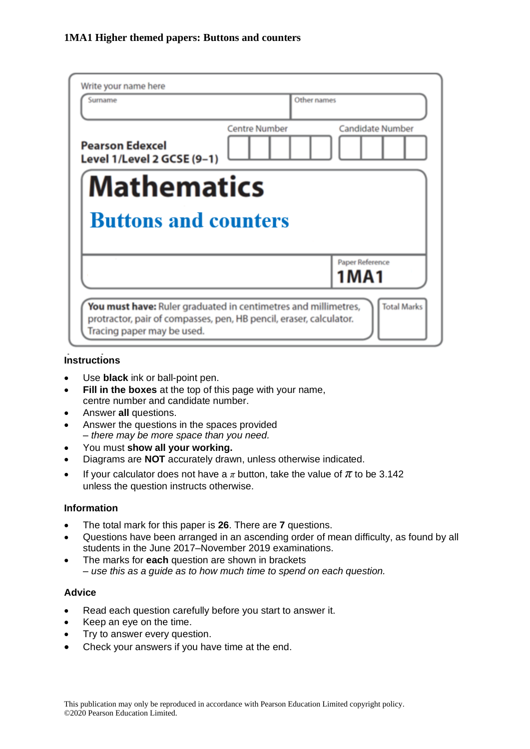**1MA1 Higher themed papers: Buttons and counters**

Write your name here

| Surname | Other names |
|---|---|
| | |

**Pearson Edexcel**
**Level 1/Level 2 GCSE (9–1)**

Centre Number | Candidate Number

# Mathematics

## Buttons and counters

Paper Reference **1MA1**

**You must have:** Ruler graduated in centimetres and millimetres, protractor, pair of compasses, pen, HB pencil, eraser, calculator. Tracing paper may be used.

Total Marks

### Instructions

- Use **black** ink or ball-point pen.
- **Fill in the boxes** at the top of this page with your name, centre number and candidate number.
- Answer **all** questions.
- Answer the questions in the spaces provided – *there may be more space than you need.*
- You must **show all your working.**
- Diagrams are **NOT** accurately drawn, unless otherwise indicated.
- If your calculator does not have a $\pi$ button, take the value of $\pi$ to be 3.142 unless the question instructs otherwise.

### Information

- The total mark for this paper is **26**. There are **7** questions.
- Questions have been arranged in an ascending order of mean difficulty, as found by all students in the June 2017–November 2019 examinations.
- The marks for **each** question are shown in brackets – *use this as a guide as to how much time to spend on each question.*

### Advice

- Read each question carefully before you start to answer it.
- Keep an eye on the time.
- Try to answer every question.
- Check your answers if you have time at the end.

This publication may only be reproduced in accordance with Pearson Education Limited copyright policy.
©2020 Pearson Education Limited.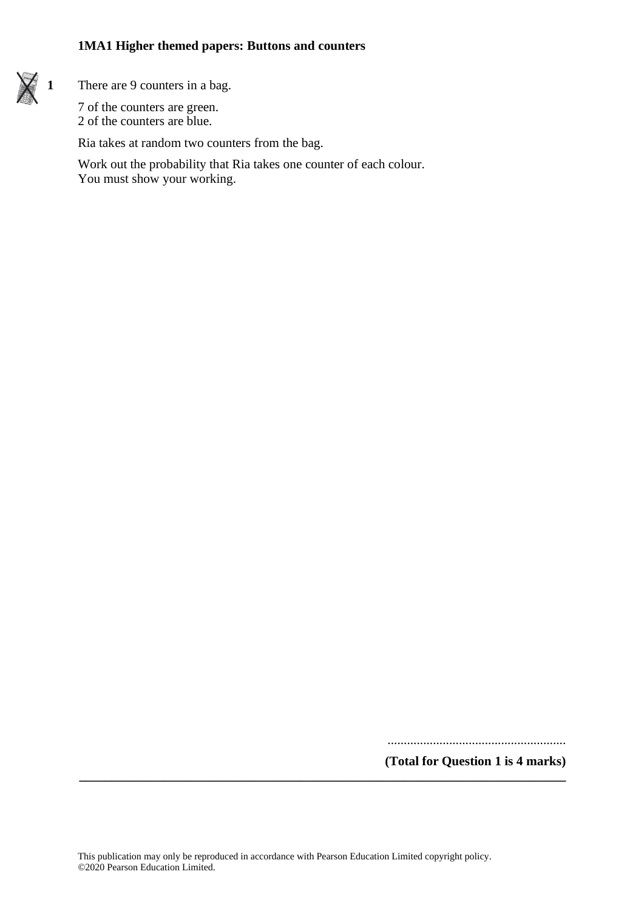**1MA1 Higher themed papers: Buttons and counters**

**1** There are 9 counters in a bag.

7 of the counters are green.
2 of the counters are blue.

Ria takes at random two counters from the bag.

Work out the probability that Ria takes one counter of each colour.
You must show your working.

.......................................................

**(Total for Question 1 is 4 marks)**

This publication may only be reproduced in accordance with Pearson Education Limited copyright policy.
©2020 Pearson Education Limited.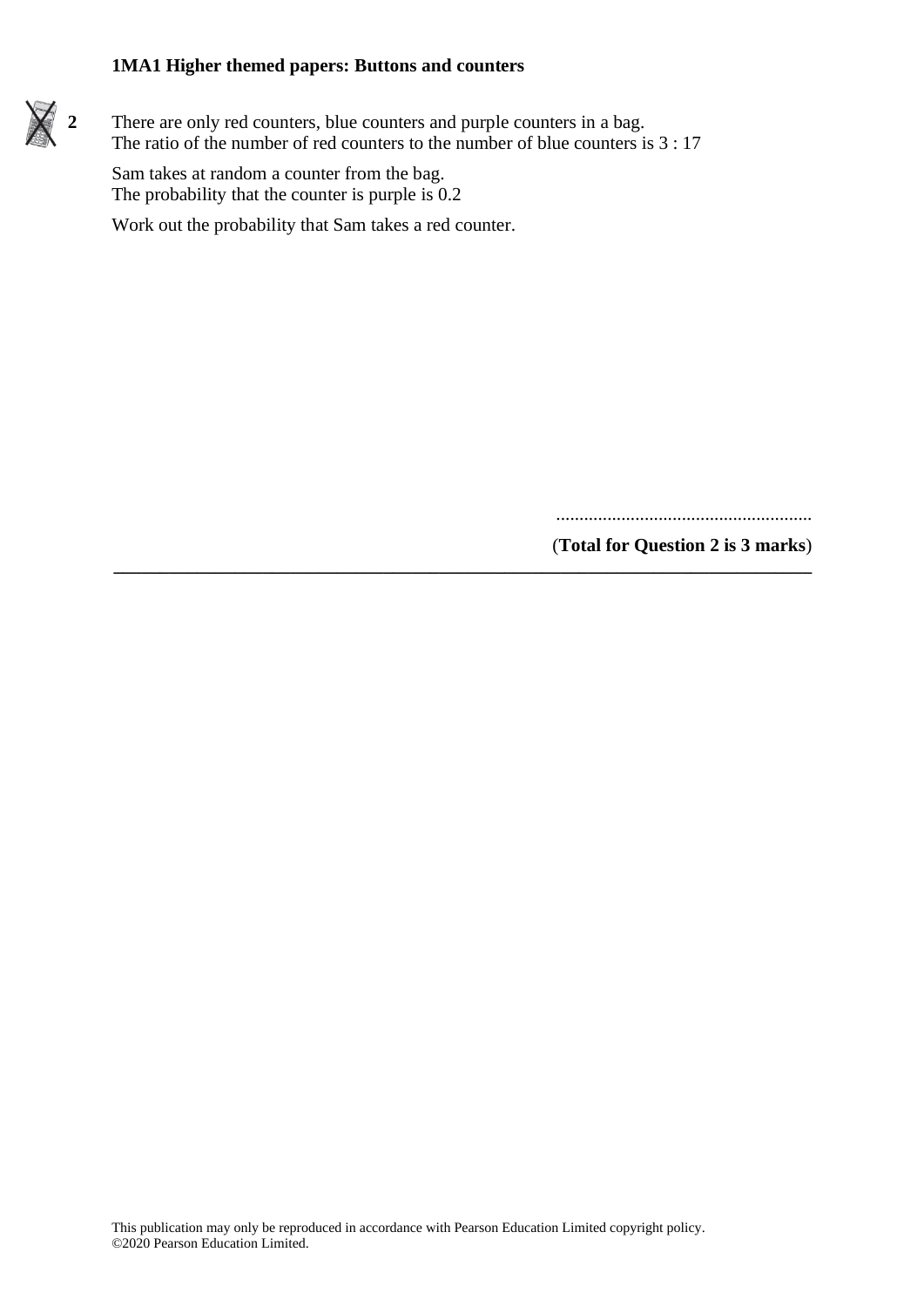**2** There are only red counters, blue counters and purple counters in a bag.
The ratio of the number of red counters to the number of blue counters is 3 : 17

Sam takes at random a counter from the bag.
The probability that the counter is purple is 0.2

Work out the probability that Sam takes a red counter.

......................................................

(**Total for Question 2 is 3 marks**)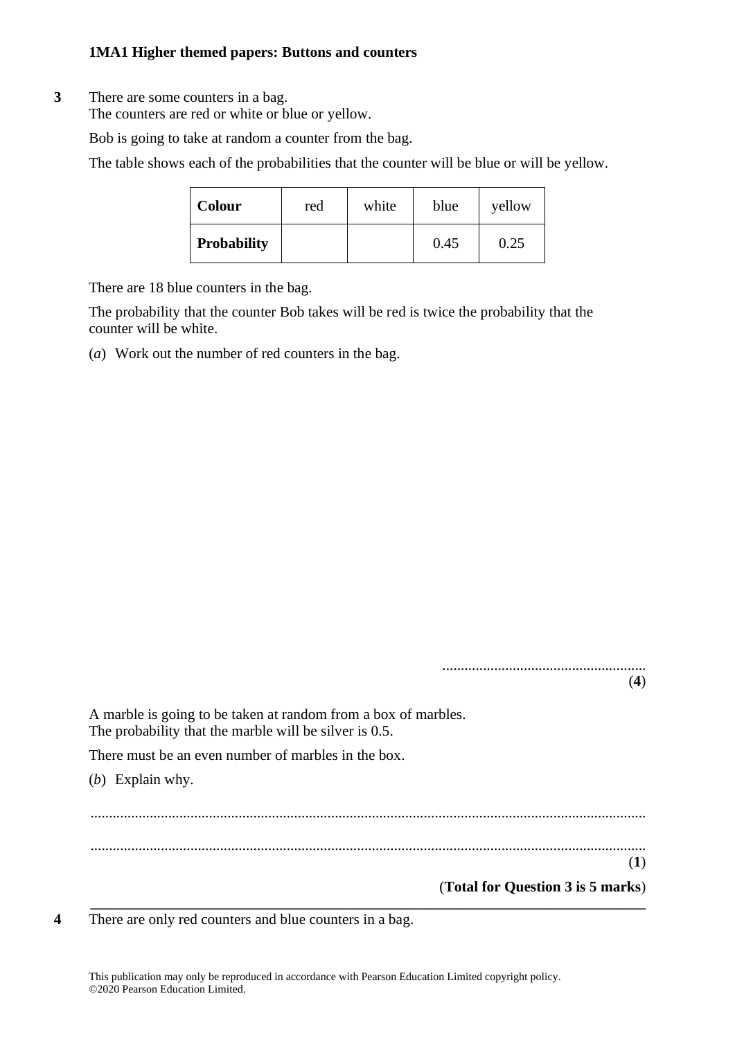**3** There are some counters in a bag.
The counters are red or white or blue or yellow.

Bob is going to take at random a counter from the bag.

The table shows each of the probabilities that the counter will be blue or will be yellow.

| **Colour** | red | white | blue | yellow |
|---|---|---|---|---|
| **Probability** | | | 0.45 | 0.25 |

There are 18 blue counters in the bag.

The probability that the counter Bob takes will be red is twice the probability that the counter will be white.

(*a*) Work out the number of red counters in the bag.

.......................................................
**(4)**

A marble is going to be taken at random from a box of marbles.
The probability that the marble will be silver is 0.5.

There must be an even number of marbles in the box.

(*b*) Explain why.

.......................................................................................................................................

.......................................................................................................................................
**(1)**

**(Total for Question 3 is 5 marks)**

---

**4** There are only red counters and blue counters in a bag.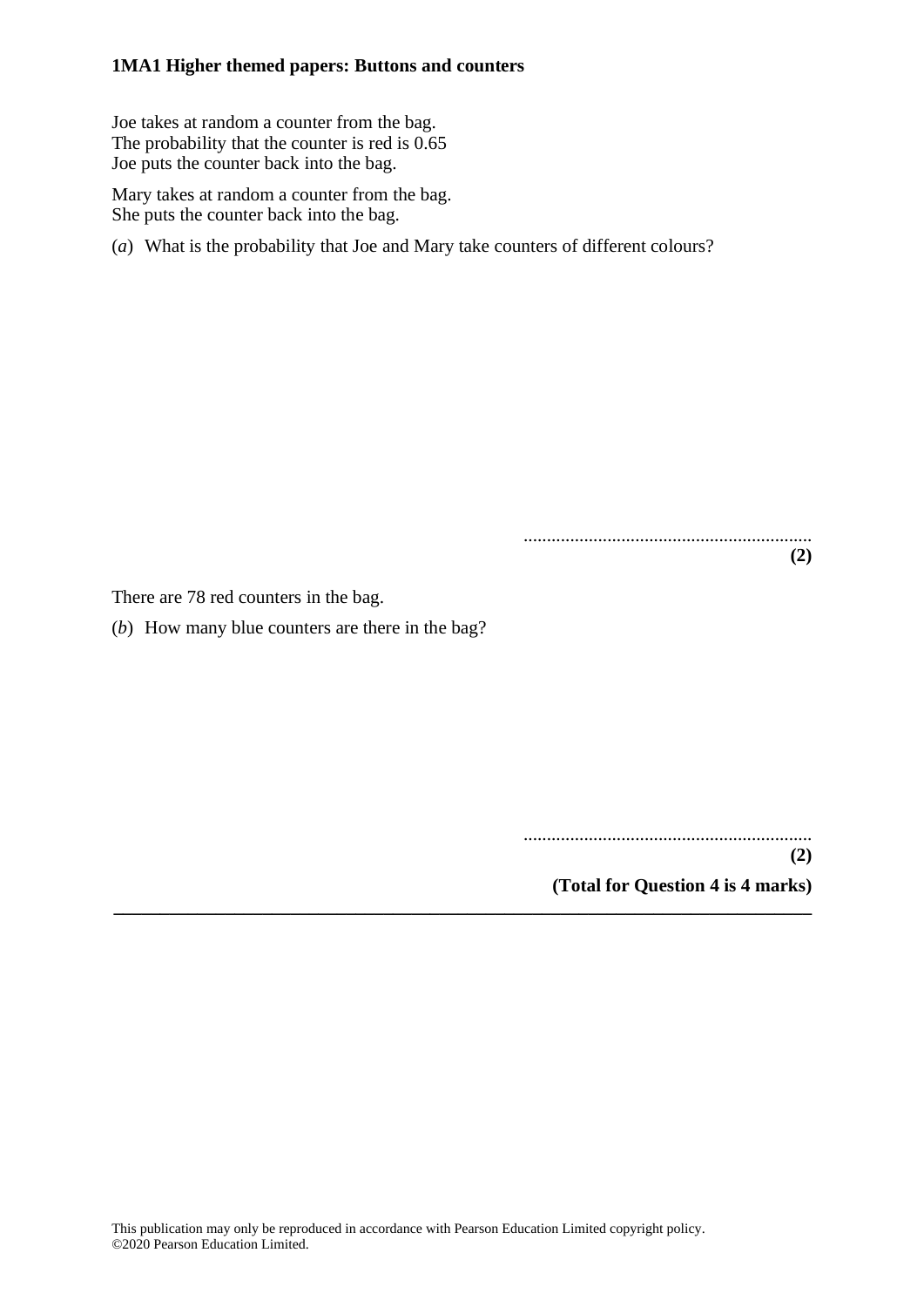Joe takes at random a counter from the bag.
The probability that the counter is red is 0.65
Joe puts the counter back into the bag.

Mary takes at random a counter from the bag.
She puts the counter back into the bag.

(*a*) What is the probability that Joe and Mary take counters of different colours?

..............................................................
**(2)**

There are 78 red counters in the bag.

(*b*) How many blue counters are there in the bag?

..............................................................
**(2)**

**(Total for Question 4 is 4 marks)**

---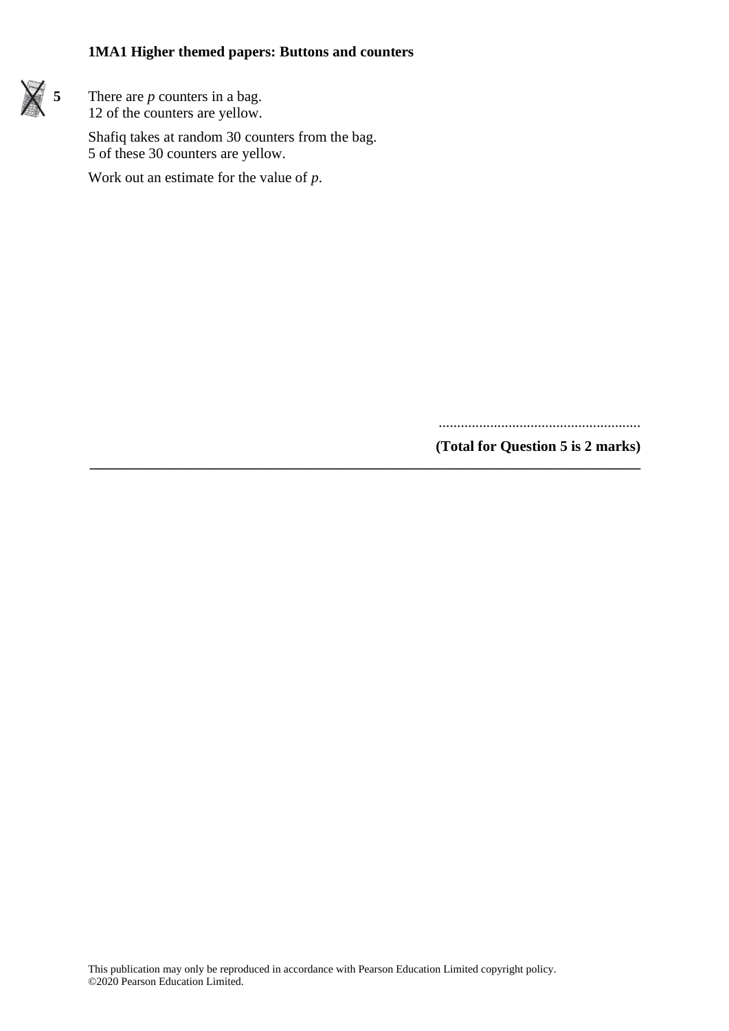**5** There are $p$ counters in a bag.
12 of the counters are yellow.

Shafiq takes at random 30 counters from the bag.
5 of these 30 counters are yellow.

Work out an estimate for the value of $p$.

.......................................................

**(Total for Question 5 is 2 marks)**

---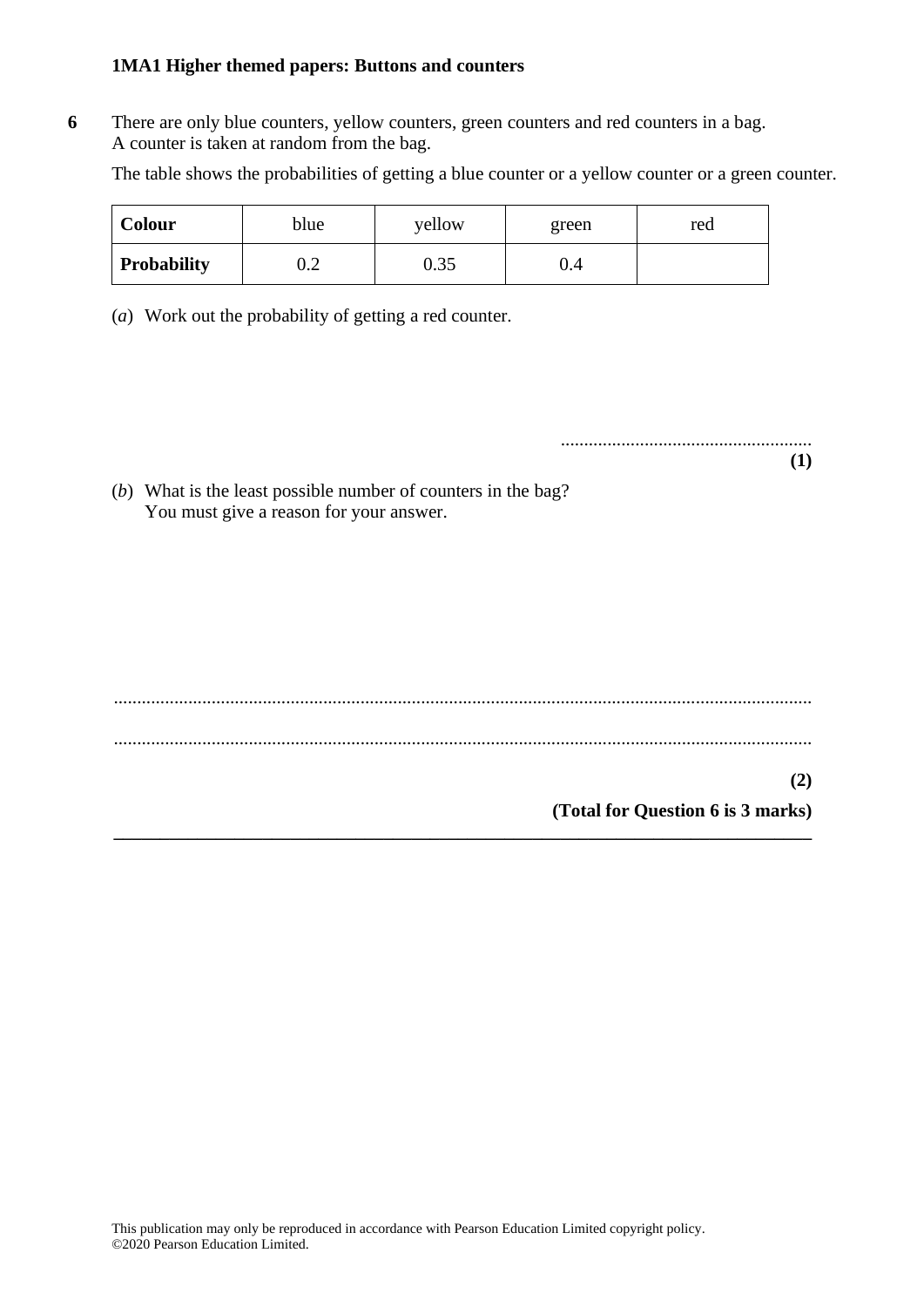**1MA1 Higher themed papers: Buttons and counters**

**6** There are only blue counters, yellow counters, green counters and red counters in a bag.
A counter is taken at random from the bag.

The table shows the probabilities of getting a blue counter or a yellow counter or a green counter.

| **Colour** | blue | yellow | green | red |
|---|---|---|---|---|
| **Probability** | 0.2 | 0.35 | 0.4 | |

(*a*) Work out the probability of getting a red counter.

......................................................
**(1)**

(*b*) What is the least possible number of counters in the bag?
You must give a reason for your answer.

......................................................................................................................................................

......................................................................................................................................................

**(2)**

**(Total for Question 6 is 3 marks)**

---

This publication may only be reproduced in accordance with Pearson Education Limited copyright policy.
©2020 Pearson Education Limited.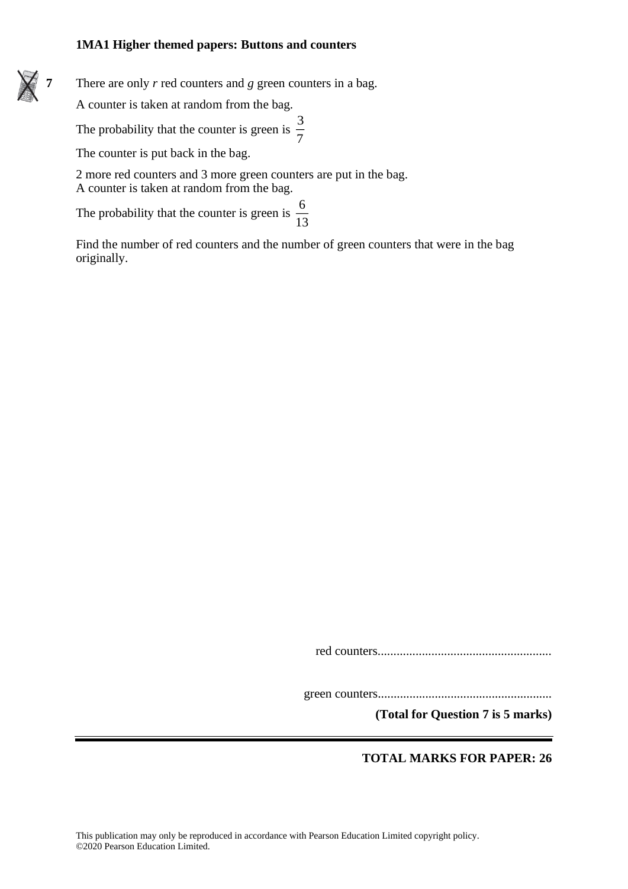**7** There are only $r$ red counters and $g$ green counters in a bag.

A counter is taken at random from the bag.

The probability that the counter is green is $\frac{3}{7}$

The counter is put back in the bag.

2 more red counters and 3 more green counters are put in the bag.
A counter is taken at random from the bag.

The probability that the counter is green is $\frac{6}{13}$

Find the number of red counters and the number of green counters that were in the bag originally.

red counters.......................................................

green counters.......................................................

**(Total for Question 7 is 5 marks)**

---

**TOTAL MARKS FOR PAPER: 26**

This publication may only be reproduced in accordance with Pearson Education Limited copyright policy.
©2020 Pearson Education Limited.